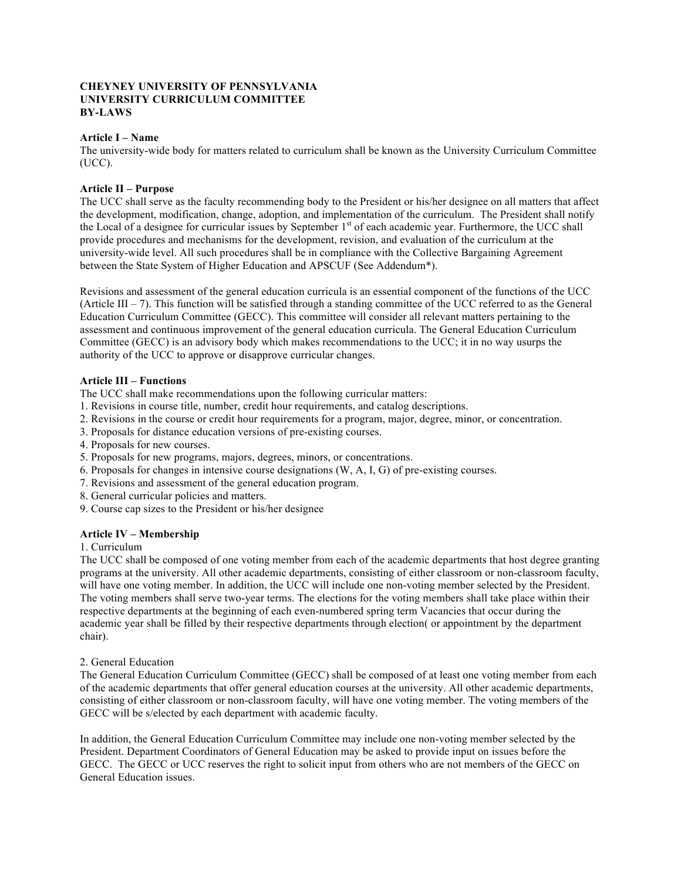**CHEYNEY UNIVERSITY OF PENNSYLVANIA**
**UNIVERSITY CURRICULUM COMMITTEE**
**BY-LAWS**

**Article I – Name**
The university-wide body for matters related to curriculum shall be known as the University Curriculum Committee (UCC).

**Article II – Purpose**
The UCC shall serve as the faculty recommending body to the President or his/her designee on all matters that affect the development, modification, change, adoption, and implementation of the curriculum. The President shall notify the Local of a designee for curricular issues by September 1st of each academic year. Furthermore, the UCC shall provide procedures and mechanisms for the development, revision, and evaluation of the curriculum at the university-wide level. All such procedures shall be in compliance with the Collective Bargaining Agreement between the State System of Higher Education and APSCUF (See Addendum*).

Revisions and assessment of the general education curricula is an essential component of the functions of the UCC (Article III – 7). This function will be satisfied through a standing committee of the UCC referred to as the General Education Curriculum Committee (GECC). This committee will consider all relevant matters pertaining to the assessment and continuous improvement of the general education curricula. The General Education Curriculum Committee (GECC) is an advisory body which makes recommendations to the UCC; it in no way usurps the authority of the UCC to approve or disapprove curricular changes.

**Article III – Functions**
The UCC shall make recommendations upon the following curricular matters:

1. Revisions in course title, number, credit hour requirements, and catalog descriptions.
2. Revisions in the course or credit hour requirements for a program, major, degree, minor, or concentration.
3. Proposals for distance education versions of pre-existing courses.
4. Proposals for new courses.
5. Proposals for new programs, majors, degrees, minors, or concentrations.
6. Proposals for changes in intensive course designations (W, A, I, G) of pre-existing courses.
7. Revisions and assessment of the general education program.
8. General curricular policies and matters.
9. Course cap sizes to the President or his/her designee

**Article IV – Membership**
1. Curriculum
The UCC shall be composed of one voting member from each of the academic departments that host degree granting programs at the university. All other academic departments, consisting of either classroom or non-classroom faculty, will have one voting member. In addition, the UCC will include one non-voting member selected by the President. The voting members shall serve two-year terms. The elections for the voting members shall take place within their respective departments at the beginning of each even-numbered spring term Vacancies that occur during the academic year shall be filled by their respective departments through election( or appointment by the department chair).

2. General Education
The General Education Curriculum Committee (GECC) shall be composed of at least one voting member from each of the academic departments that offer general education courses at the university. All other academic departments, consisting of either classroom or non-classroom faculty, will have one voting member. The voting members of the GECC will be s/elected by each department with academic faculty.

In addition, the General Education Curriculum Committee may include one non-voting member selected by the President. Department Coordinators of General Education may be asked to provide input on issues before the GECC. The GECC or UCC reserves the right to solicit input from others who are not members of the GECC on General Education issues.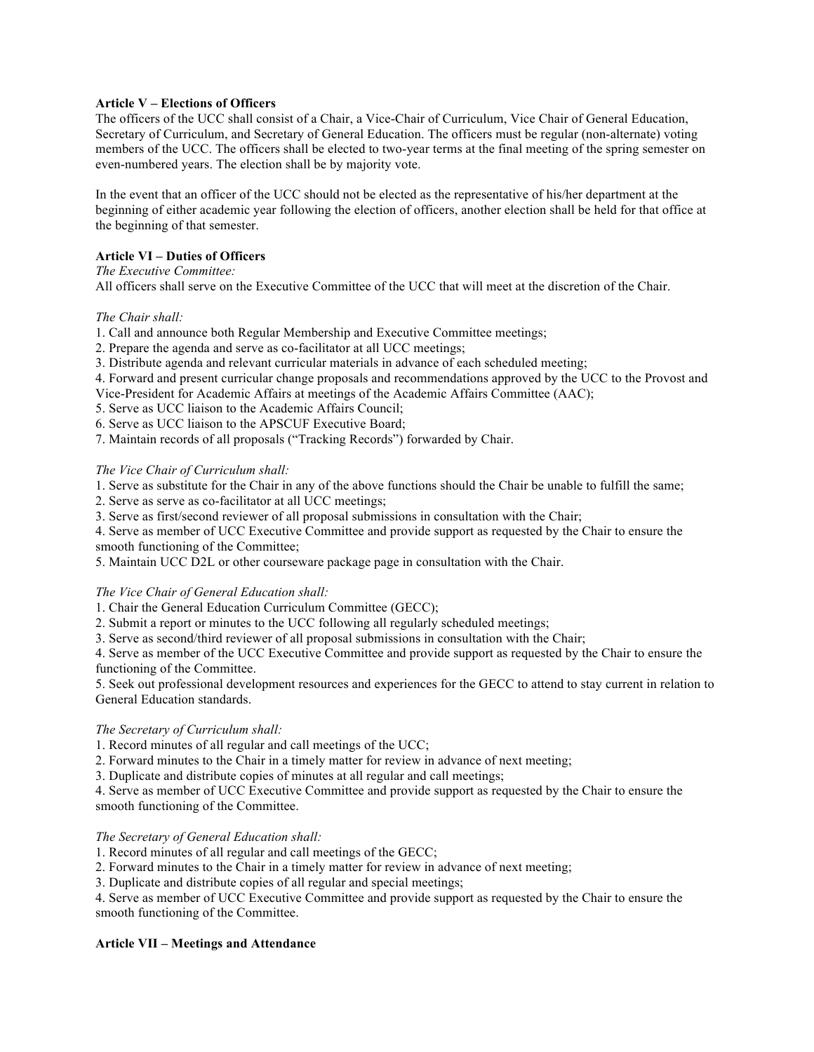**Article V – Elections of Officers**

The officers of the UCC shall consist of a Chair, a Vice-Chair of Curriculum, Vice Chair of General Education, Secretary of Curriculum, and Secretary of General Education. The officers must be regular (non-alternate) voting members of the UCC. The officers shall be elected to two-year terms at the final meeting of the spring semester on even-numbered years. The election shall be by majority vote.

In the event that an officer of the UCC should not be elected as the representative of his/her department at the beginning of either academic year following the election of officers, another election shall be held for that office at the beginning of that semester.

**Article VI – Duties of Officers**

*The Executive Committee:*

All officers shall serve on the Executive Committee of the UCC that will meet at the discretion of the Chair.

*The Chair shall:*

1. Call and announce both Regular Membership and Executive Committee meetings;
2. Prepare the agenda and serve as co-facilitator at all UCC meetings;
3. Distribute agenda and relevant curricular materials in advance of each scheduled meeting;
4. Forward and present curricular change proposals and recommendations approved by the UCC to the Provost and Vice-President for Academic Affairs at meetings of the Academic Affairs Committee (AAC);
5. Serve as UCC liaison to the Academic Affairs Council;
6. Serve as UCC liaison to the APSCUF Executive Board;
7. Maintain records of all proposals ("Tracking Records") forwarded by Chair.

*The Vice Chair of Curriculum shall:*

1. Serve as substitute for the Chair in any of the above functions should the Chair be unable to fulfill the same;
2. Serve as serve as co-facilitator at all UCC meetings;
3. Serve as first/second reviewer of all proposal submissions in consultation with the Chair;
4. Serve as member of UCC Executive Committee and provide support as requested by the Chair to ensure the smooth functioning of the Committee;
5. Maintain UCC D2L or other courseware package page in consultation with the Chair.

*The Vice Chair of General Education shall:*

1. Chair the General Education Curriculum Committee (GECC);
2. Submit a report or minutes to the UCC following all regularly scheduled meetings;
3. Serve as second/third reviewer of all proposal submissions in consultation with the Chair;
4. Serve as member of the UCC Executive Committee and provide support as requested by the Chair to ensure the functioning of the Committee.
5. Seek out professional development resources and experiences for the GECC to attend to stay current in relation to General Education standards.

*The Secretary of Curriculum shall:*

1. Record minutes of all regular and call meetings of the UCC;
2. Forward minutes to the Chair in a timely matter for review in advance of next meeting;
3. Duplicate and distribute copies of minutes at all regular and call meetings;
4. Serve as member of UCC Executive Committee and provide support as requested by the Chair to ensure the smooth functioning of the Committee.

*The Secretary of General Education shall:*

1. Record minutes of all regular and call meetings of the GECC;
2. Forward minutes to the Chair in a timely matter for review in advance of next meeting;
3. Duplicate and distribute copies of all regular and special meetings;
4. Serve as member of UCC Executive Committee and provide support as requested by the Chair to ensure the smooth functioning of the Committee.

**Article VII – Meetings and Attendance**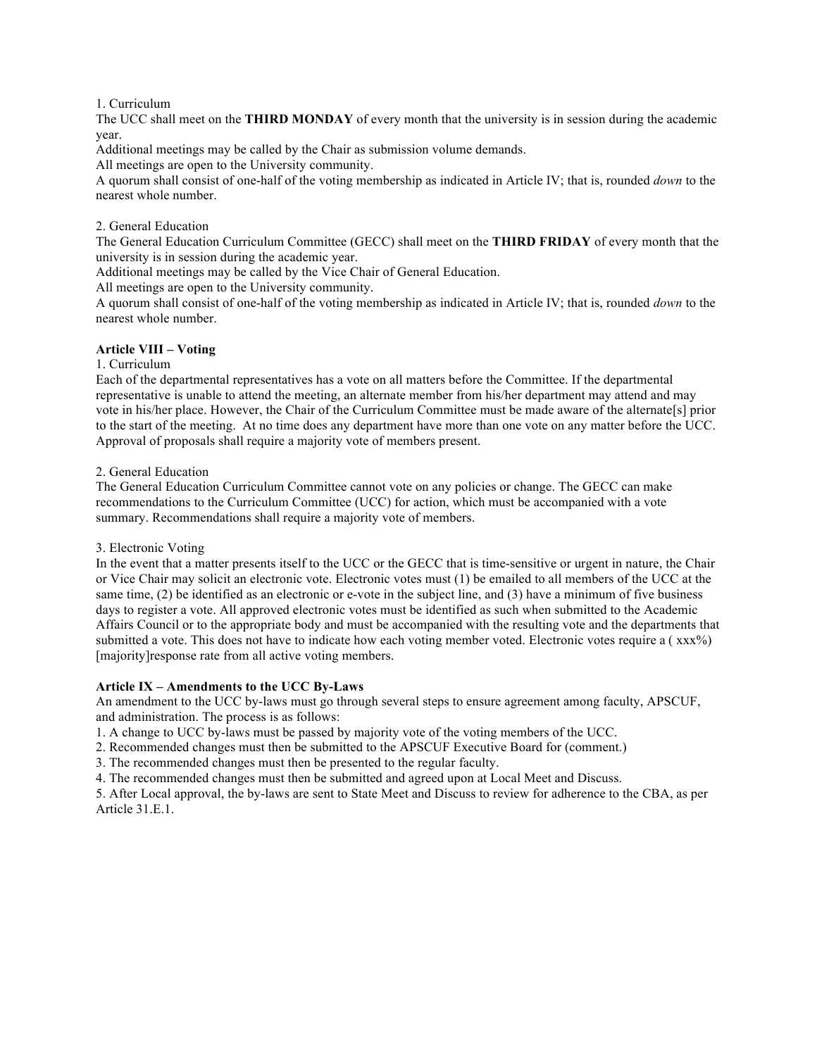1. Curriculum

The UCC shall meet on the **THIRD MONDAY** of every month that the university is in session during the academic year.

Additional meetings may be called by the Chair as submission volume demands.

All meetings are open to the University community.

A quorum shall consist of one-half of the voting membership as indicated in Article IV; that is, rounded *down* to the nearest whole number.

2. General Education

The General Education Curriculum Committee (GECC) shall meet on the **THIRD FRIDAY** of every month that the university is in session during the academic year.

Additional meetings may be called by the Vice Chair of General Education.

All meetings are open to the University community.

A quorum shall consist of one-half of the voting membership as indicated in Article IV; that is, rounded *down* to the nearest whole number.

**Article VIII – Voting**

1. Curriculum

Each of the departmental representatives has a vote on all matters before the Committee. If the departmental representative is unable to attend the meeting, an alternate member from his/her department may attend and may vote in his/her place. However, the Chair of the Curriculum Committee must be made aware of the alternate[s] prior to the start of the meeting. At no time does any department have more than one vote on any matter before the UCC. Approval of proposals shall require a majority vote of members present.

2. General Education

The General Education Curriculum Committee cannot vote on any policies or change. The GECC can make recommendations to the Curriculum Committee (UCC) for action, which must be accompanied with a vote summary. Recommendations shall require a majority vote of members.

3. Electronic Voting

In the event that a matter presents itself to the UCC or the GECC that is time-sensitive or urgent in nature, the Chair or Vice Chair may solicit an electronic vote. Electronic votes must (1) be emailed to all members of the UCC at the same time, (2) be identified as an electronic or e-vote in the subject line, and (3) have a minimum of five business days to register a vote. All approved electronic votes must be identified as such when submitted to the Academic Affairs Council or to the appropriate body and must be accompanied with the resulting vote and the departments that submitted a vote. This does not have to indicate how each voting member voted. Electronic votes require a ( xxx%) [majority]response rate from all active voting members.

**Article IX – Amendments to the UCC By-Laws**

An amendment to the UCC by-laws must go through several steps to ensure agreement among faculty, APSCUF, and administration. The process is as follows:

1. A change to UCC by-laws must be passed by majority vote of the voting members of the UCC.
2. Recommended changes must then be submitted to the APSCUF Executive Board for (comment.)
3. The recommended changes must then be presented to the regular faculty.
4. The recommended changes must then be submitted and agreed upon at Local Meet and Discuss.
5. After Local approval, the by-laws are sent to State Meet and Discuss to review for adherence to the CBA, as per Article 31.E.1.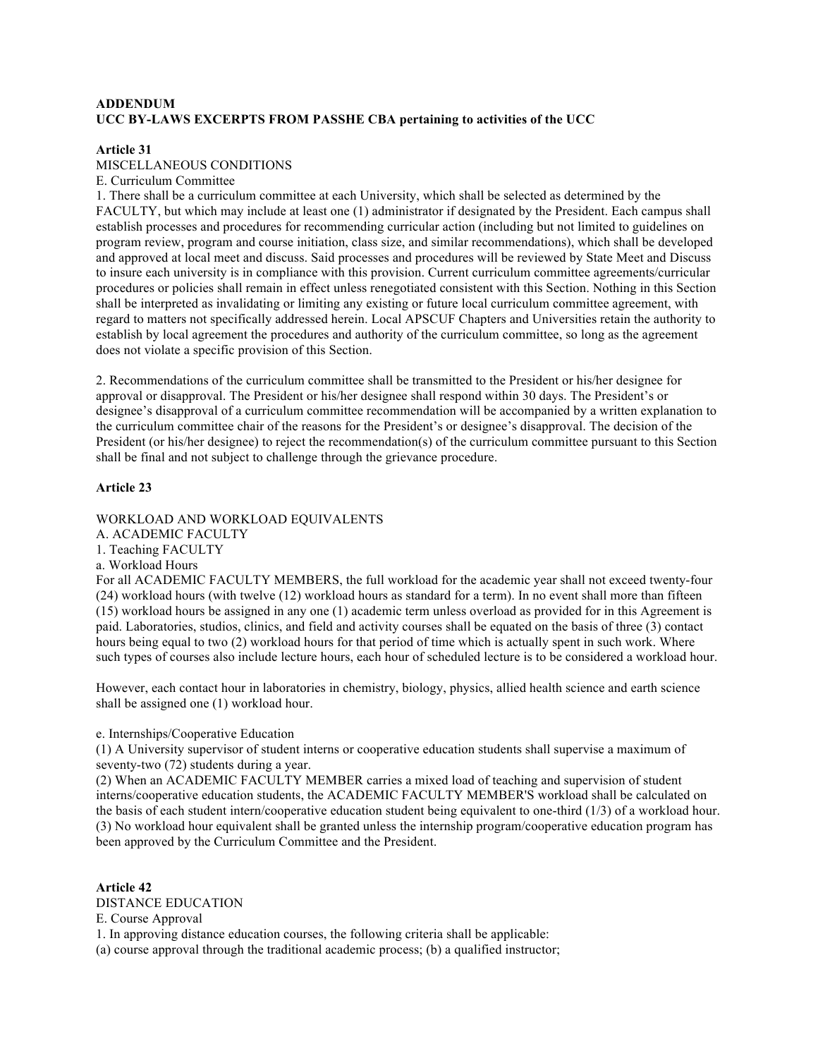**ADDENDUM**
**UCC BY-LAWS EXCERPTS FROM PASSHE CBA pertaining to activities of the UCC**

**Article 31**
MISCELLANEOUS CONDITIONS
E. Curriculum Committee
1. There shall be a curriculum committee at each University, which shall be selected as determined by the FACULTY, but which may include at least one (1) administrator if designated by the President. Each campus shall establish processes and procedures for recommending curricular action (including but not limited to guidelines on program review, program and course initiation, class size, and similar recommendations), which shall be developed and approved at local meet and discuss. Said processes and procedures will be reviewed by State Meet and Discuss to insure each university is in compliance with this provision. Current curriculum committee agreements/curricular procedures or policies shall remain in effect unless renegotiated consistent with this Section. Nothing in this Section shall be interpreted as invalidating or limiting any existing or future local curriculum committee agreement, with regard to matters not specifically addressed herein. Local APSCUF Chapters and Universities retain the authority to establish by local agreement the procedures and authority of the curriculum committee, so long as the agreement does not violate a specific provision of this Section.

2. Recommendations of the curriculum committee shall be transmitted to the President or his/her designee for approval or disapproval. The President or his/her designee shall respond within 30 days. The President's or designee's disapproval of a curriculum committee recommendation will be accompanied by a written explanation to the curriculum committee chair of the reasons for the President's or designee's disapproval. The decision of the President (or his/her designee) to reject the recommendation(s) of the curriculum committee pursuant to this Section shall be final and not subject to challenge through the grievance procedure.

**Article 23**

WORKLOAD AND WORKLOAD EQUIVALENTS
A. ACADEMIC FACULTY
1. Teaching FACULTY
a. Workload Hours
For all ACADEMIC FACULTY MEMBERS, the full workload for the academic year shall not exceed twenty-four (24) workload hours (with twelve (12) workload hours as standard for a term). In no event shall more than fifteen (15) workload hours be assigned in any one (1) academic term unless overload as provided for in this Agreement is paid. Laboratories, studios, clinics, and field and activity courses shall be equated on the basis of three (3) contact hours being equal to two (2) workload hours for that period of time which is actually spent in such work. Where such types of courses also include lecture hours, each hour of scheduled lecture is to be considered a workload hour.

However, each contact hour in laboratories in chemistry, biology, physics, allied health science and earth science shall be assigned one (1) workload hour.

e. Internships/Cooperative Education
(1) A University supervisor of student interns or cooperative education students shall supervise a maximum of seventy-two (72) students during a year.
(2) When an ACADEMIC FACULTY MEMBER carries a mixed load of teaching and supervision of student interns/cooperative education students, the ACADEMIC FACULTY MEMBER'S workload shall be calculated on the basis of each student intern/cooperative education student being equivalent to one-third (1/3) of a workload hour.
(3) No workload hour equivalent shall be granted unless the internship program/cooperative education program has been approved by the Curriculum Committee and the President.

**Article 42**
DISTANCE EDUCATION
E. Course Approval
1. In approving distance education courses, the following criteria shall be applicable:
(a) course approval through the traditional academic process; (b) a qualified instructor;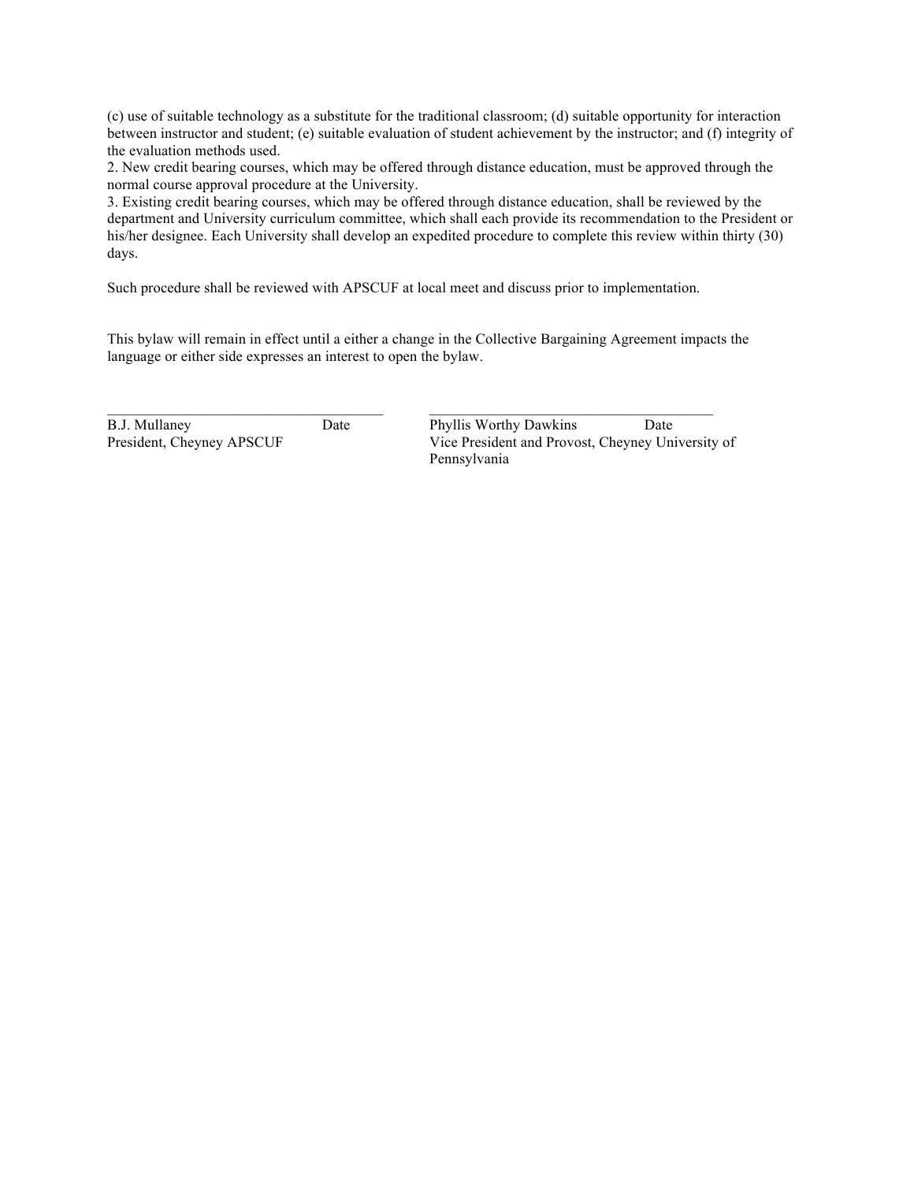(c) use of suitable technology as a substitute for the traditional classroom; (d) suitable opportunity for interaction between instructor and student; (e) suitable evaluation of student achievement by the instructor; and (f) integrity of the evaluation methods used.

2. New credit bearing courses, which may be offered through distance education, must be approved through the normal course approval procedure at the University.

3. Existing credit bearing courses, which may be offered through distance education, shall be reviewed by the department and University curriculum committee, which shall each provide its recommendation to the President or his/her designee. Each University shall develop an expedited procedure to complete this review within thirty (30) days.

Such procedure shall be reviewed with APSCUF at local meet and discuss prior to implementation.

This bylaw will remain in effect until a either a change in the Collective Bargaining Agreement impacts the language or either side expresses an interest to open the bylaw.

\_\_\_\_\_\_\_\_\_\_\_\_\_\_\_\_\_\_\_\_\_\_\_\_\_\_\_\_\_\_\_\_\_\_\_\_\_\_

B.J. Mullaney Date

President, Cheyney APSCUF

\_\_\_\_\_\_\_\_\_\_\_\_\_\_\_\_\_\_\_\_\_\_\_\_\_\_\_\_\_\_\_\_\_\_\_\_\_\_

Phyllis Worthy Dawkins Date

Vice President and Provost, Cheyney University of Pennsylvania